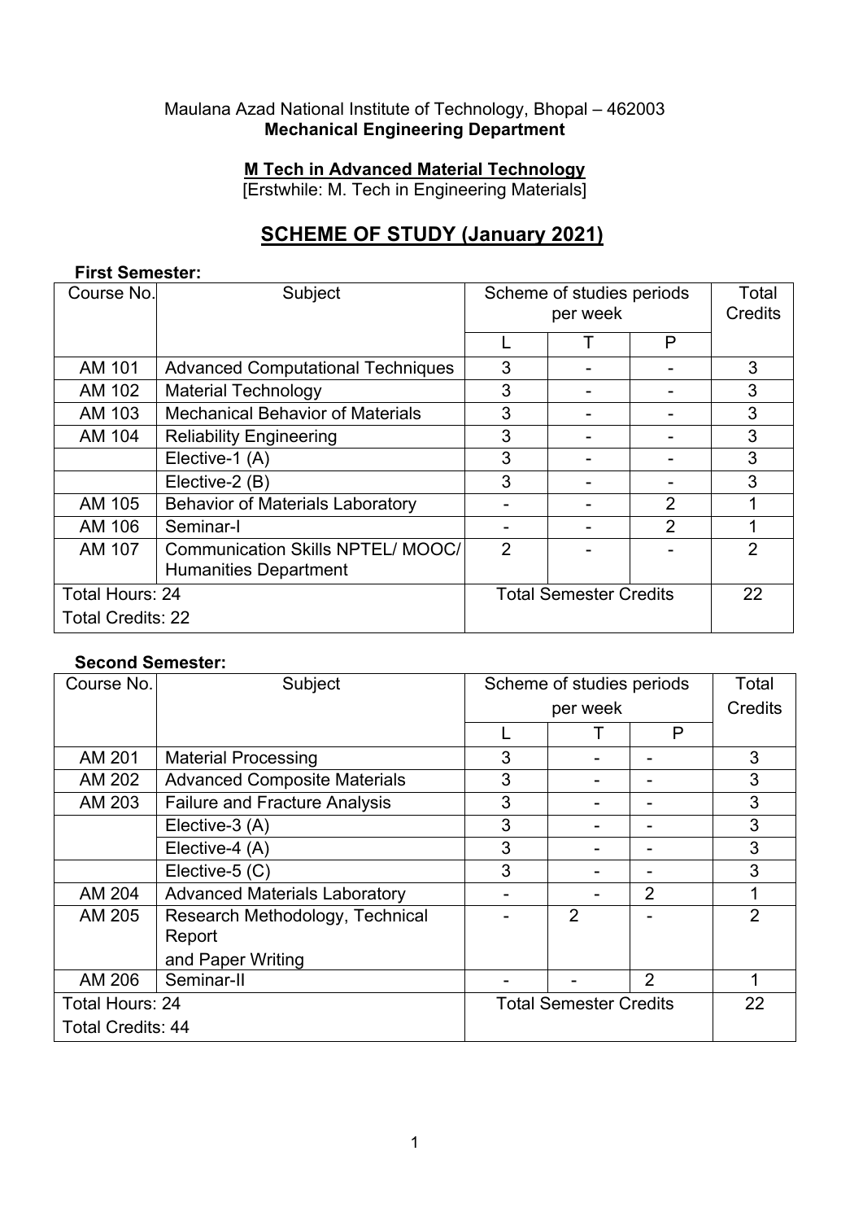Maulana Azad National Institute of Technology, Bhopal – 462003

**Mechanical Engineering Department**

## M Tech in Advanced Material Technology

[Erstwhile: M. Tech in Engineering Materials]

# SCHEME OF STUDY (January 2021)

**First Semester:**

| Course No. | Subject | Scheme of studies periods per week | | | Total Credits |
|---|---|---|---|---|---|
| | | L | T | P | |
| AM 101 | Advanced Computational Techniques | 3 | - | - | 3 |
| AM 102 | Material Technology | 3 | - | - | 3 |
| AM 103 | Mechanical Behavior of Materials | 3 | - | - | 3 |
| AM 104 | Reliability Engineering | 3 | - | - | 3 |
| | Elective-1 (A) | 3 | - | - | 3 |
| | Elective-2 (B) | 3 | - | - | 3 |
| AM 105 | Behavior of Materials Laboratory | - | - | 2 | 1 |
| AM 106 | Seminar-I | - | - | 2 | 1 |
| AM 107 | Communication Skills NPTEL/ MOOC/ Humanities Department | 2 | - | - | 2 |
| Total Hours: 24<br>Total Credits: 22 | | Total Semester Credits | | | 22 |

**Second Semester:**

| Course No. | Subject | Scheme of studies periods per week | | | Total Credits |
|---|---|---|---|---|---|
| | | L | T | P | |
| AM 201 | Material Processing | 3 | - | - | 3 |
| AM 202 | Advanced Composite Materials | 3 | - | - | 3 |
| AM 203 | Failure and Fracture Analysis | 3 | - | - | 3 |
| | Elective-3 (A) | 3 | - | - | 3 |
| | Elective-4 (A) | 3 | - | - | 3 |
| | Elective-5 (C) | 3 | - | - | 3 |
| AM 204 | Advanced Materials Laboratory | - | - | 2 | 1 |
| AM 205 | Research Methodology, Technical Report and Paper Writing | - | 2 | - | 2 |
| AM 206 | Seminar-II | - | - | 2 | 1 |
| Total Hours: 24<br>Total Credits: 44 | | Total Semester Credits | | | 22 |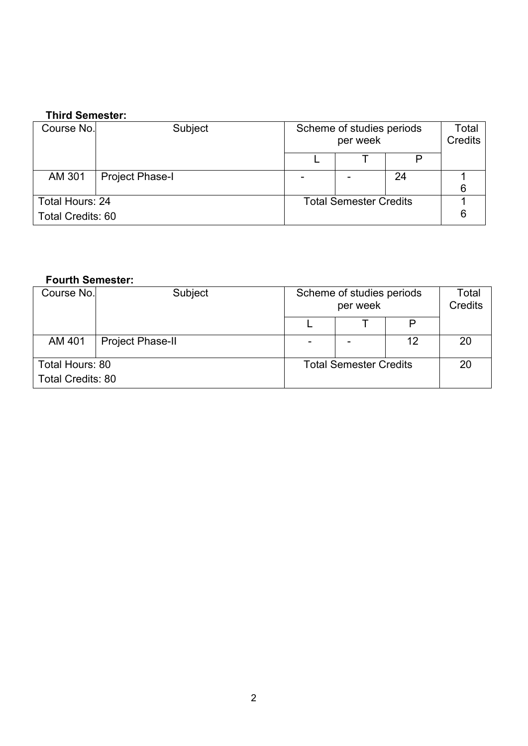**Third Semester:**

| Course No. | Subject | Scheme of studies periods per week | | | Total Credits |
|---|---|---|---|---|---|
| | | L | T | P | |
| AM 301 | Project Phase-I | - | - | 24 | 16 |
| Total Hours: 24<br>Total Credits: 60 | | Total Semester Credits | | | 16 |

**Fourth Semester:**

| Course No. | Subject | Scheme of studies periods per week | | | Total Credits |
|---|---|---|---|---|---|
| | | L | T | P | |
| AM 401 | Project Phase-II | - | - | 12 | 20 |
| Total Hours: 80<br>Total Credits: 80 | | Total Semester Credits | | | 20 |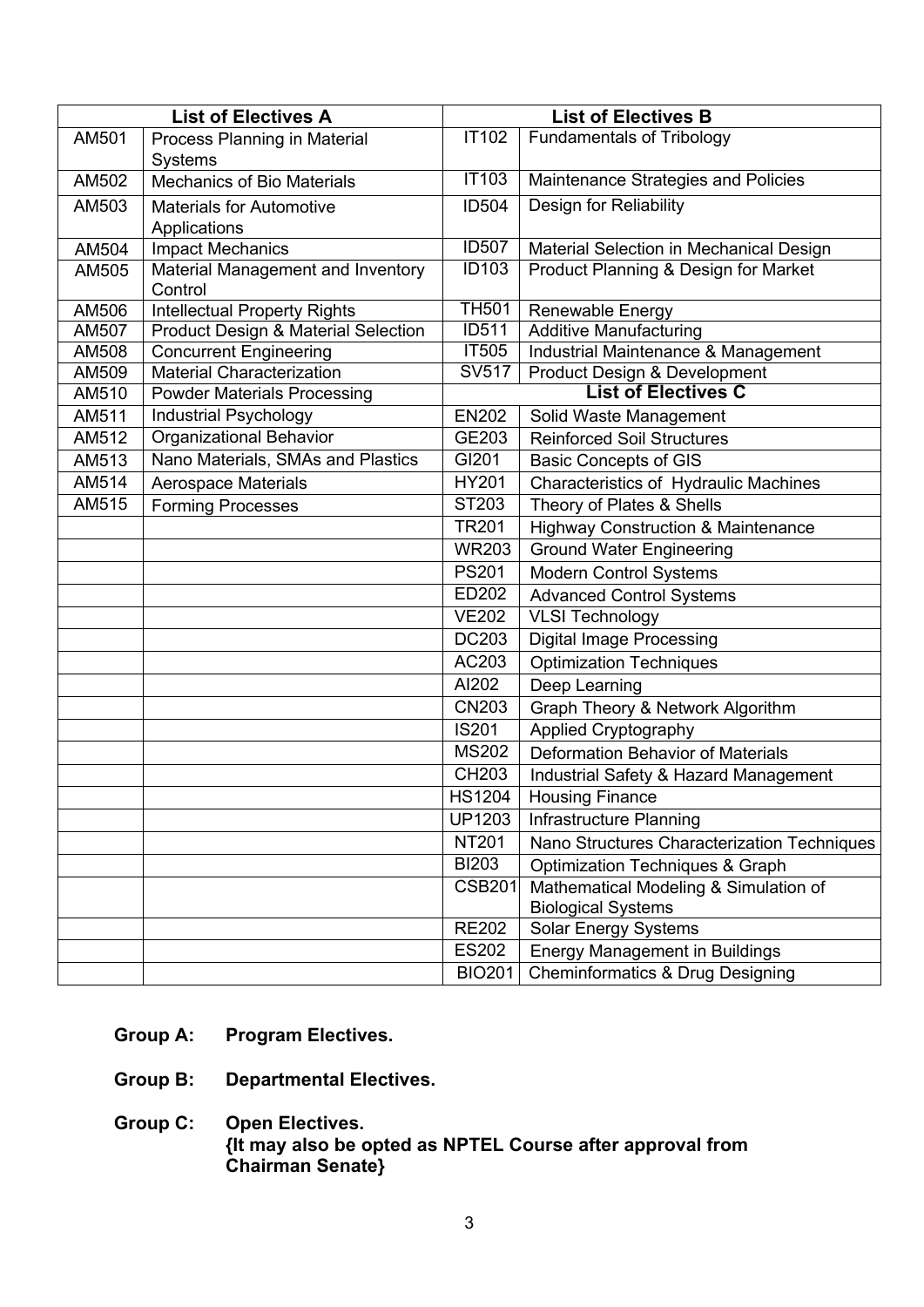| List of Electives A | | List of Electives B | |
|---|---|---|---|
| AM501 | Process Planning in Material Systems | IT102 | Fundamentals of Tribology |
| AM502 | Mechanics of Bio Materials | IT103 | Maintenance Strategies and Policies |
| AM503 | Materials for Automotive Applications | ID504 | Design for Reliability |
| AM504 | Impact Mechanics | ID507 | Material Selection in Mechanical Design |
| AM505 | Material Management and Inventory Control | ID103 | Product Planning & Design for Market |
| AM506 | Intellectual Property Rights | TH501 | Renewable Energy |
| AM507 | Product Design & Material Selection | ID511 | Additive Manufacturing |
| AM508 | Concurrent Engineering | IT505 | Industrial Maintenance & Management |
| AM509 | Material Characterization | SV517 | Product Design & Development |
| AM510 | Powder Materials Processing | **List of Electives C** | |
| AM511 | Industrial Psychology | EN202 | Solid Waste Management |
| AM512 | Organizational Behavior | GE203 | Reinforced Soil Structures |
| AM513 | Nano Materials, SMAs and Plastics | GI201 | Basic Concepts of GIS |
| AM514 | Aerospace Materials | HY201 | Characteristics of Hydraulic Machines |
| AM515 | Forming Processes | ST203 | Theory of Plates & Shells |
| | | TR201 | Highway Construction & Maintenance |
| | | WR203 | Ground Water Engineering |
| | | PS201 | Modern Control Systems |
| | | ED202 | Advanced Control Systems |
| | | VE202 | VLSI Technology |
| | | DC203 | Digital Image Processing |
| | | AC203 | Optimization Techniques |
| | | AI202 | Deep Learning |
| | | CN203 | Graph Theory & Network Algorithm |
| | | IS201 | Applied Cryptography |
| | | MS202 | Deformation Behavior of Materials |
| | | CH203 | Industrial Safety & Hazard Management |
| | | HS1204 | Housing Finance |
| | | UP1203 | Infrastructure Planning |
| | | NT201 | Nano Structures Characterization Techniques |
| | | BI203 | Optimization Techniques & Graph |
| | | CSB201 | Mathematical Modeling & Simulation of Biological Systems |
| | | RE202 | Solar Energy Systems |
| | | ES202 | Energy Management in Buildings |
| | | BIO201 | Cheminformatics & Drug Designing |

**Group A: Program Electives.**

**Group B: Departmental Electives.**

**Group C: Open Electives.**
**{It may also be opted as NPTEL Course after approval from Chairman Senate}**